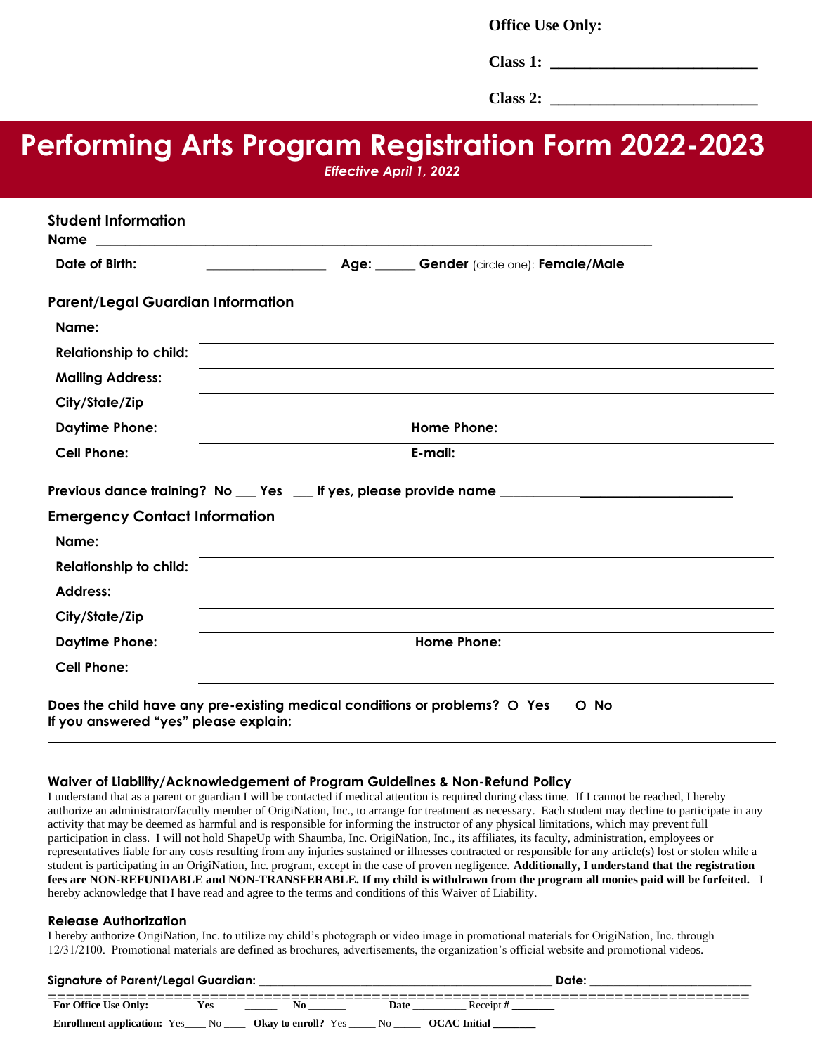**Office Use Only:**

**Class 1: ___________________________**

**Class 2: ___________________________**

# Performing Arts Program Registration Form 2022-2023

*Effective April 1, 2022*

## Student Information

**Name** ________________________________________________________________________________

**Date of Birth:** _________________ **Age:** ______ **Gender** (circle one): **Female/Male**

## Parent/Legal Guardian Information

**Name:** ________________________________________________________________________________

**Relationship to child:** ________________________________________________________________________________

**Mailing Address:** ________________________________________________________________________________

**City/State/Zip** ________________________________________________________________________________

**Daytime Phone:** ______________________________ **Home Phone:** ______________________________

**Cell Phone:** ______________________________ **E-mail:** ______________________________

**Previous dance training? No ___ Yes ___ If yes, please provide name** ________________________________

## Emergency Contact Information

**Name:** ________________________________________________________________________________

**Relationship to child:** ________________________________________________________________________________

**Address:** ________________________________________________________________________________

**City/State/Zip** ________________________________________________________________________________

**Daytime Phone:** ______________________________ **Home Phone:** ______________________________

**Cell Phone:** ________________________________________________________________________________

**Does the child have any pre-existing medical conditions or problems?** O **Yes** O **No**
**If you answered "yes" please explain:**

________________________________________________________________________________

________________________________________________________________________________

### Waiver of Liability/Acknowledgement of Program Guidelines & Non-Refund Policy

I understand that as a parent or guardian I will be contacted if medical attention is required during class time. If I cannot be reached, I hereby authorize an administrator/faculty member of OrigiNation, Inc., to arrange for treatment as necessary. Each student may decline to participate in any activity that may be deemed as harmful and is responsible for informing the instructor of any physical limitations, which may prevent full participation in class. I will not hold ShapeUp with Shaumba, Inc. OrigiNation, Inc., its affiliates, its faculty, administration, employees or representatives liable for any costs resulting from any injuries sustained or illnesses contracted or responsible for any article(s) lost or stolen while a student is participating in an OrigiNation, Inc. program, except in the case of proven negligence. **Additionally, I understand that the registration fees are NON-REFUNDABLE and NON-TRANSFERABLE. If my child is withdrawn from the program all monies paid will be forfeited.** I hereby acknowledge that I have read and agree to the terms and conditions of this Waiver of Liability.

### Release Authorization

I hereby authorize OrigiNation, Inc. to utilize my child's photograph or video image in promotional materials for OrigiNation, Inc. through 12/31/2100. Promotional materials are defined as brochures, advertisements, the organization's official website and promotional videos.

**Signature of Parent/Legal Guardian:** ____________________________________________ **Date:** _________________________

==========================================================================

**For Office Use Only:** **Yes** ______ **No** _______ **Date** _________ Receipt # ________

**Enrollment application:** Yes____ No ____ **Okay to enroll?** Yes _____ No _____ **OCAC Initial** ________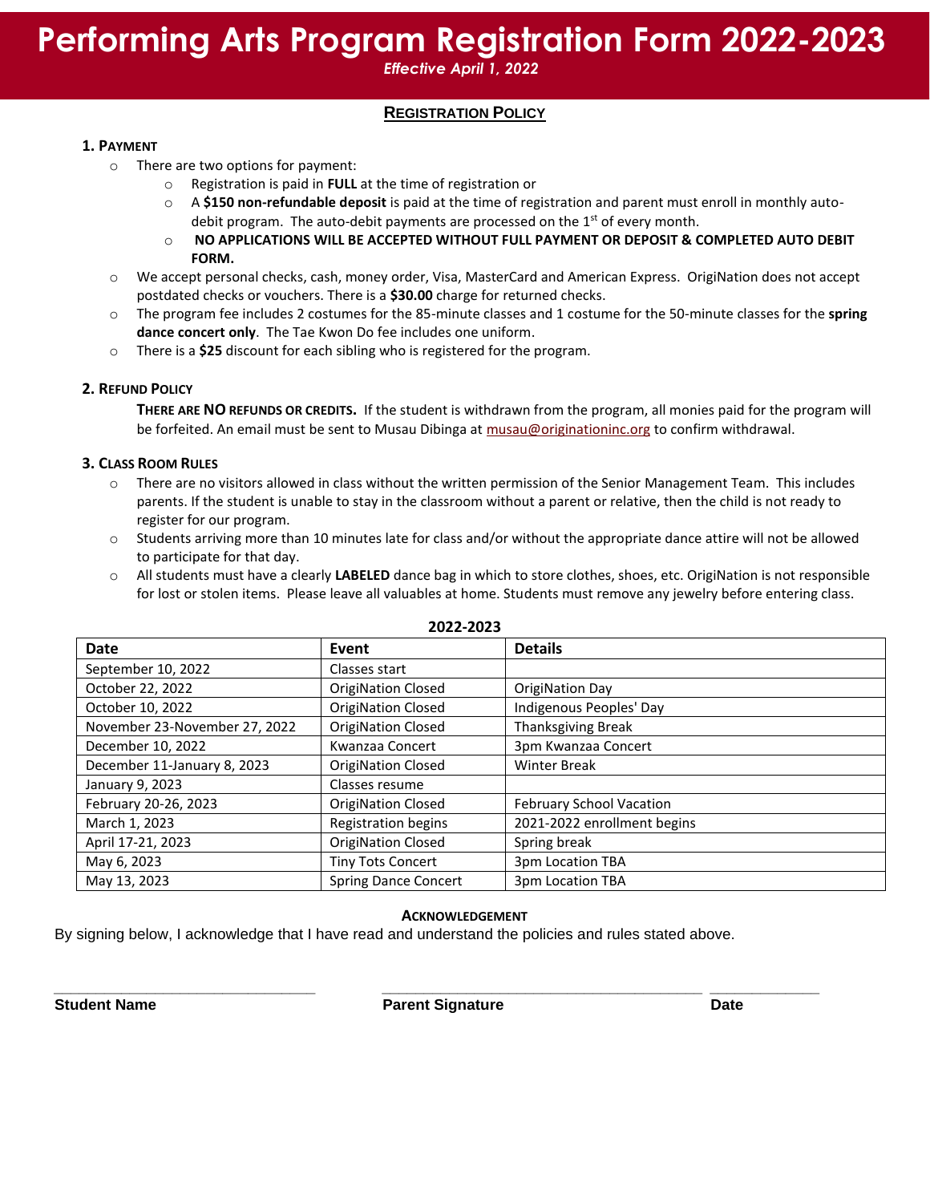# Performing Arts Program Registration Form 2022-2023

*Effective April 1, 2022*

## REGISTRATION POLICY

### 1. PAYMENT

- There are two options for payment:
  - Registration is paid in **FULL** at the time of registration or
  - A **$150 non-refundable deposit** is paid at the time of registration and parent must enroll in monthly auto-debit program. The auto-debit payments are processed on the 1st of every month.
  - **NO APPLICATIONS WILL BE ACCEPTED WITHOUT FULL PAYMENT OR DEPOSIT & COMPLETED AUTO DEBIT FORM.**
- We accept personal checks, cash, money order, Visa, MasterCard and American Express. OrigiNation does not accept postdated checks or vouchers. There is a **$30.00** charge for returned checks.
- The program fee includes 2 costumes for the 85-minute classes and 1 costume for the 50-minute classes for the **spring dance concert only**. The Tae Kwon Do fee includes one uniform.
- There is a **$25** discount for each sibling who is registered for the program.

### 2. REFUND POLICY

**THERE ARE NO REFUNDS OR CREDITS.** If the student is withdrawn from the program, all monies paid for the program will be forfeited. An email must be sent to Musau Dibinga at musau@originationinc.org to confirm withdrawal.

### 3. CLASS ROOM RULES

- There are no visitors allowed in class without the written permission of the Senior Management Team. This includes parents. If the student is unable to stay in the classroom without a parent or relative, then the child is not ready to register for our program.
- Students arriving more than 10 minutes late for class and/or without the appropriate dance attire will not be allowed to participate for that day.
- All students must have a clearly **LABELED** dance bag in which to store clothes, shoes, etc. OrigiNation is not responsible for lost or stolen items. Please leave all valuables at home. Students must remove any jewelry before entering class.

**2022-2023**

| Date | Event | Details |
|---|---|---|
| September 10, 2022 | Classes start | |
| October 22, 2022 | OrigiNation Closed | OrigiNation Day |
| October 10, 2022 | OrigiNation Closed | Indigenous Peoples' Day |
| November 23-November 27, 2022 | OrigiNation Closed | Thanksgiving Break |
| December 10, 2022 | Kwanzaa Concert | 3pm Kwanzaa Concert |
| December 11-January 8, 2023 | OrigiNation Closed | Winter Break |
| January 9, 2023 | Classes resume | |
| February 20-26, 2023 | OrigiNation Closed | February School Vacation |
| March 1, 2023 | Registration begins | 2021-2022 enrollment begins |
| April 17-21, 2023 | OrigiNation Closed | Spring break |
| May 6, 2023 | Tiny Tots Concert | 3pm Location TBA |
| May 13, 2023 | Spring Dance Concert | 3pm Location TBA |

**ACKNOWLEDGEMENT**

By signing below, I acknowledge that I have read and understand the policies and rules stated above.

_______________________________ _______________________________________ _____________

**Student Name** **Parent Signature** **Date**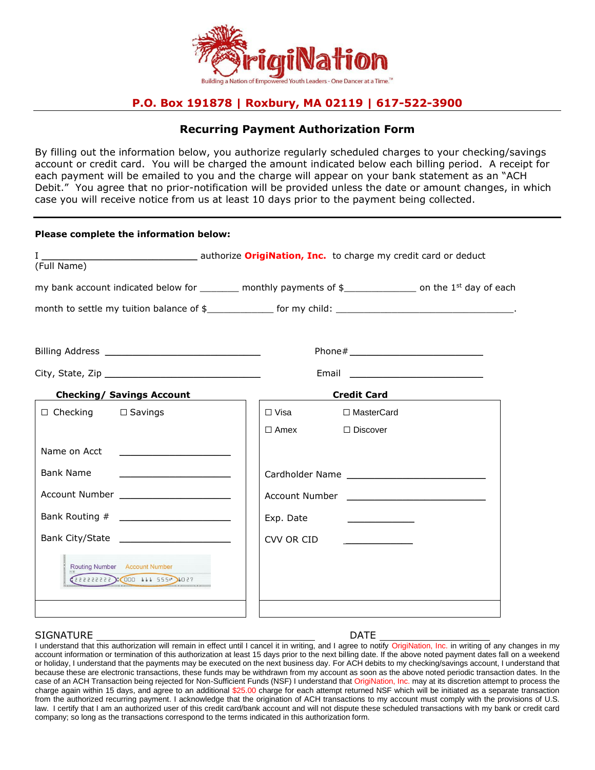# OrigiNation

Building a Nation of Empowered Youth Leaders - One Dancer at a Time.™

**P.O. Box 191878 | Roxbury, MA 02119 | 617-522-3900**

## Recurring Payment Authorization Form

By filling out the information below, you authorize regularly scheduled charges to your checking/savings account or credit card. You will be charged the amount indicated below each billing period. A receipt for each payment will be emailed to you and the charge will appear on your bank statement as an "ACH Debit." You agree that no prior-notification will be provided unless the date or amount changes, in which case you will receive notice from us at least 10 days prior to the payment being collected.

**Please complete the information below:**

I ____________________________ authorize **OrigiNation, Inc.** to charge my credit card or deduct
(Full Name)

my bank account indicated below for _______ monthly payments of $_____________ on the 1st day of each

month to settle my tuition balance of $____________ for my child: _________________________________.

Billing Address ____________________________ Phone# ________________________

City, State, Zip ____________________________ Email ________________________

| **Checking/ Savings Account** | **Credit Card** |
| --- | --- |
| ☐ Checking ☐ Savings | ☐ Visa ☐ MasterCard |
| | ☐ Amex ☐ Discover |
| Name on Acct ____________________ | |
| Bank Name ____________________ | Cardholder Name ________________________ |
| Account Number ____________________ | Account Number ________________________ |
| Bank Routing # ____________________ | Exp. Date ____________ |
| Bank City/State ____________________ | CVV OR CID ____________ |
| Routing Number / Account Number | |

SIGNATURE ________________________________________ DATE ____________________

I understand that this authorization will remain in effect until I cancel it in writing, and I agree to notify OrigiNation, Inc. in writing of any changes in my account information or termination of this authorization at least 15 days prior to the next billing date. If the above noted payment dates fall on a weekend or holiday, I understand that the payments may be executed on the next business day. For ACH debits to my checking/savings account, I understand that because these are electronic transactions, these funds may be withdrawn from my account as soon as the above noted periodic transaction dates. In the case of an ACH Transaction being rejected for Non-Sufficient Funds (NSF) I understand that OrigiNation, Inc. may at its discretion attempt to process the charge again within 15 days, and agree to an additional $25.00 charge for each attempt returned NSF which will be initiated as a separate transaction from the authorized recurring payment. I acknowledge that the origination of ACH transactions to my account must comply with the provisions of U.S. law. I certify that I am an authorized user of this credit card/bank account and will not dispute these scheduled transactions with my bank or credit card company; so long as the transactions correspond to the terms indicated in this authorization form.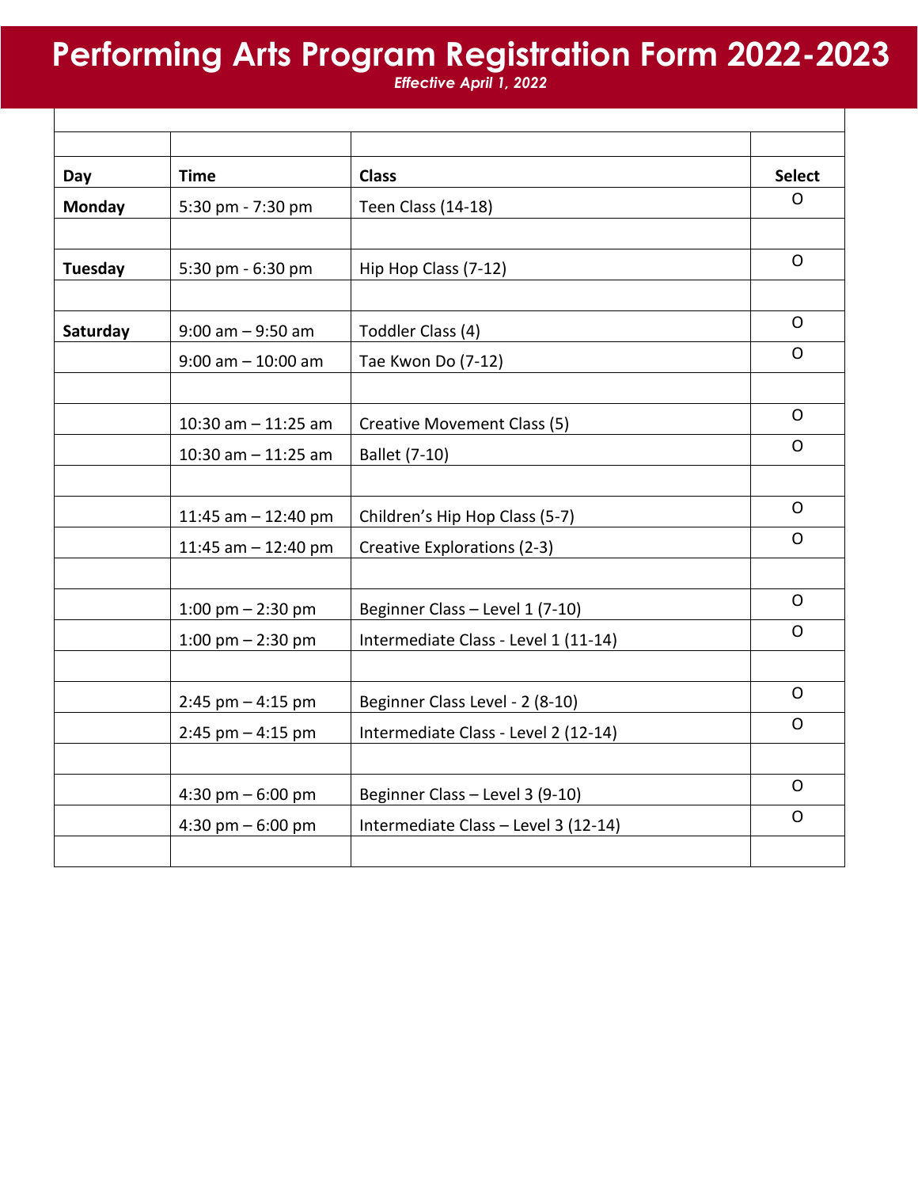# Performing Arts Program Registration Form 2022-2023

*Effective April 1, 2022*

| Day | Time | Class | Select |
|---|---|---|---|
| **Monday** | 5:30 pm - 7:30 pm | Teen Class (14-18) | O |
| | | | |
| **Tuesday** | 5:30 pm - 6:30 pm | Hip Hop Class (7-12) | O |
| | | | |
| **Saturday** | 9:00 am – 9:50 am | Toddler Class (4) | O |
| | 9:00 am – 10:00 am | Tae Kwon Do (7-12) | O |
| | | | |
| | 10:30 am – 11:25 am | Creative Movement Class (5) | O |
| | 10:30 am – 11:25 am | Ballet (7-10) | O |
| | | | |
| | 11:45 am – 12:40 pm | Children's Hip Hop Class (5-7) | O |
| | 11:45 am – 12:40 pm | Creative Explorations (2-3) | O |
| | | | |
| | 1:00 pm – 2:30 pm | Beginner Class – Level 1 (7-10) | O |
| | 1:00 pm – 2:30 pm | Intermediate Class - Level 1 (11-14) | O |
| | | | |
| | 2:45 pm – 4:15 pm | Beginner Class Level - 2 (8-10) | O |
| | 2:45 pm – 4:15 pm | Intermediate Class - Level 2 (12-14) | O |
| | | | |
| | 4:30 pm – 6:00 pm | Beginner Class – Level 3 (9-10) | O |
| | 4:30 pm – 6:00 pm | Intermediate Class – Level 3 (12-14) | O |
| | | | |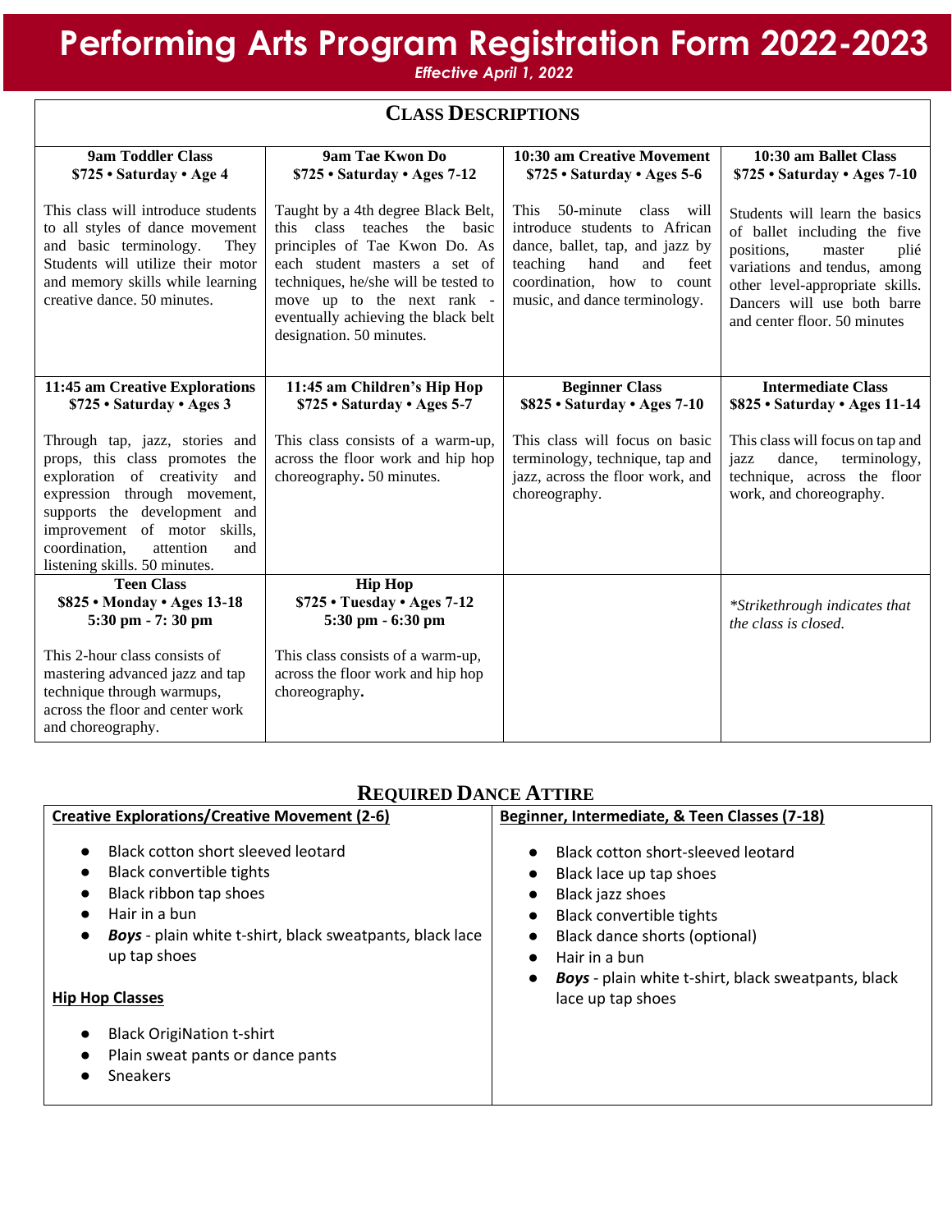# Performing Arts Program Registration Form 2022-2023

*Effective April 1, 2022*

## Class Descriptions

| **9am Toddler Class**<br>**$725 • Saturday • Age 4** | **9am Tae Kwon Do**<br>**$725 • Saturday • Ages 7-12** | **10:30 am Creative Movement**<br>**$725 • Saturday • Ages 5-6** | **10:30 am Ballet Class**<br>**$725 • Saturday • Ages 7-10** |
|---|---|---|---|
| This class will introduce students to all styles of dance movement and basic terminology. They Students will utilize their motor and memory skills while learning creative dance. 50 minutes. | Taught by a 4th degree Black Belt, this class teaches the basic principles of Tae Kwon Do. As each student masters a set of techniques, he/she will be tested to move up to the next rank - eventually achieving the black belt designation. 50 minutes. | This 50-minute class will introduce students to African dance, ballet, tap, and jazz by teaching hand and feet coordination, how to count music, and dance terminology. | Students will learn the basics of ballet including the five positions, master plié variations and tendus, among other level-appropriate skills. Dancers will use both barre and center floor. 50 minutes |
| **11:45 am Creative Explorations**<br>**$725 • Saturday • Ages 3** | **11:45 am Children's Hip Hop**<br>**$725 • Saturday • Ages 5-7** | **Beginner Class**<br>**$825 • Saturday • Ages 7-10** | **Intermediate Class**<br>**$825 • Saturday • Ages 11-14** |
| Through tap, jazz, stories and props, this class promotes the exploration of creativity and expression through movement, supports the development and improvement of motor skills, coordination, attention and listening skills. 50 minutes. | This class consists of a warm-up, across the floor work and hip hop choreography**.** 50 minutes. | This class will focus on basic terminology, technique, tap and jazz, across the floor work, and choreography. | This class will focus on tap and jazz dance, terminology, technique, across the floor work, and choreography. |
| **Teen Class**<br>**$825 • Monday • Ages 13-18**<br>**5:30 pm - 7: 30 pm** | **Hip Hop**<br>**$725 • Tuesday • Ages 7-12**<br>**5:30 pm - 6:30 pm** | | *\*Strikethrough indicates that the class is closed.* |
| This 2-hour class consists of mastering advanced jazz and tap technique through warmups, across the floor and center work and choreography. | This class consists of a warm-up, across the floor work and hip hop choreography**.** | | |

## Required Dance Attire

**Creative Explorations/Creative Movement (2-6)**

- Black cotton short sleeved leotard
- Black convertible tights
- Black ribbon tap shoes
- Hair in a bun
- ***Boys*** - plain white t-shirt, black sweatpants, black lace up tap shoes

**Hip Hop Classes**

- Black OrigiNation t-shirt
- Plain sweat pants or dance pants
- Sneakers

**Beginner, Intermediate, & Teen Classes (7-18)**

- Black cotton short-sleeved leotard
- Black lace up tap shoes
- Black jazz shoes
- Black convertible tights
- Black dance shorts (optional)
- Hair in a bun
- ***Boys*** - plain white t-shirt, black sweatpants, black lace up tap shoes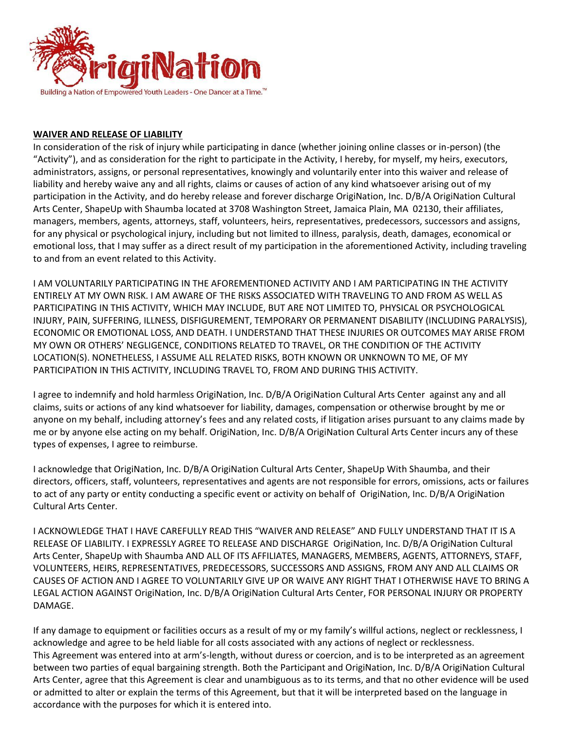OrigiNation

Building a Nation of Empowered Youth Leaders - One Dancer at a Time.™

**WAIVER AND RELEASE OF LIABILITY**

In consideration of the risk of injury while participating in dance (whether joining online classes or in-person) (the "Activity"), and as consideration for the right to participate in the Activity, I hereby, for myself, my heirs, executors, administrators, assigns, or personal representatives, knowingly and voluntarily enter into this waiver and release of liability and hereby waive any and all rights, claims or causes of action of any kind whatsoever arising out of my participation in the Activity, and do hereby release and forever discharge OrigiNation, Inc. D/B/A OrigiNation Cultural Arts Center, ShapeUp with Shaumba located at 3708 Washington Street, Jamaica Plain, MA 02130, their affiliates, managers, members, agents, attorneys, staff, volunteers, heirs, representatives, predecessors, successors and assigns, for any physical or psychological injury, including but not limited to illness, paralysis, death, damages, economical or emotional loss, that I may suffer as a direct result of my participation in the aforementioned Activity, including traveling to and from an event related to this Activity.

I AM VOLUNTARILY PARTICIPATING IN THE AFOREMENTIONED ACTIVITY AND I AM PARTICIPATING IN THE ACTIVITY ENTIRELY AT MY OWN RISK. I AM AWARE OF THE RISKS ASSOCIATED WITH TRAVELING TO AND FROM AS WELL AS PARTICIPATING IN THIS ACTIVITY, WHICH MAY INCLUDE, BUT ARE NOT LIMITED TO, PHYSICAL OR PSYCHOLOGICAL INJURY, PAIN, SUFFERING, ILLNESS, DISFIGUREMENT, TEMPORARY OR PERMANENT DISABILITY (INCLUDING PARALYSIS), ECONOMIC OR EMOTIONAL LOSS, AND DEATH. I UNDERSTAND THAT THESE INJURIES OR OUTCOMES MAY ARISE FROM MY OWN OR OTHERS' NEGLIGENCE, CONDITIONS RELATED TO TRAVEL, OR THE CONDITION OF THE ACTIVITY LOCATION(S). NONETHELESS, I ASSUME ALL RELATED RISKS, BOTH KNOWN OR UNKNOWN TO ME, OF MY PARTICIPATION IN THIS ACTIVITY, INCLUDING TRAVEL TO, FROM AND DURING THIS ACTIVITY.

I agree to indemnify and hold harmless OrigiNation, Inc. D/B/A OrigiNation Cultural Arts Center against any and all claims, suits or actions of any kind whatsoever for liability, damages, compensation or otherwise brought by me or anyone on my behalf, including attorney's fees and any related costs, if litigation arises pursuant to any claims made by me or by anyone else acting on my behalf. OrigiNation, Inc. D/B/A OrigiNation Cultural Arts Center incurs any of these types of expenses, I agree to reimburse.

I acknowledge that OrigiNation, Inc. D/B/A OrigiNation Cultural Arts Center, ShapeUp With Shaumba, and their directors, officers, staff, volunteers, representatives and agents are not responsible for errors, omissions, acts or failures to act of any party or entity conducting a specific event or activity on behalf of OrigiNation, Inc. D/B/A OrigiNation Cultural Arts Center.

I ACKNOWLEDGE THAT I HAVE CAREFULLY READ THIS "WAIVER AND RELEASE" AND FULLY UNDERSTAND THAT IT IS A RELEASE OF LIABILITY. I EXPRESSLY AGREE TO RELEASE AND DISCHARGE OrigiNation, Inc. D/B/A OrigiNation Cultural Arts Center, ShapeUp with Shaumba AND ALL OF ITS AFFILIATES, MANAGERS, MEMBERS, AGENTS, ATTORNEYS, STAFF, VOLUNTEERS, HEIRS, REPRESENTATIVES, PREDECESSORS, SUCCESSORS AND ASSIGNS, FROM ANY AND ALL CLAIMS OR CAUSES OF ACTION AND I AGREE TO VOLUNTARILY GIVE UP OR WAIVE ANY RIGHT THAT I OTHERWISE HAVE TO BRING A LEGAL ACTION AGAINST OrigiNation, Inc. D/B/A OrigiNation Cultural Arts Center, FOR PERSONAL INJURY OR PROPERTY DAMAGE.

If any damage to equipment or facilities occurs as a result of my or my family's willful actions, neglect or recklessness, I acknowledge and agree to be held liable for all costs associated with any actions of neglect or recklessness.
This Agreement was entered into at arm's-length, without duress or coercion, and is to be interpreted as an agreement between two parties of equal bargaining strength. Both the Participant and OrigiNation, Inc. D/B/A OrigiNation Cultural Arts Center, agree that this Agreement is clear and unambiguous as to its terms, and that no other evidence will be used or admitted to alter or explain the terms of this Agreement, but that it will be interpreted based on the language in accordance with the purposes for which it is entered into.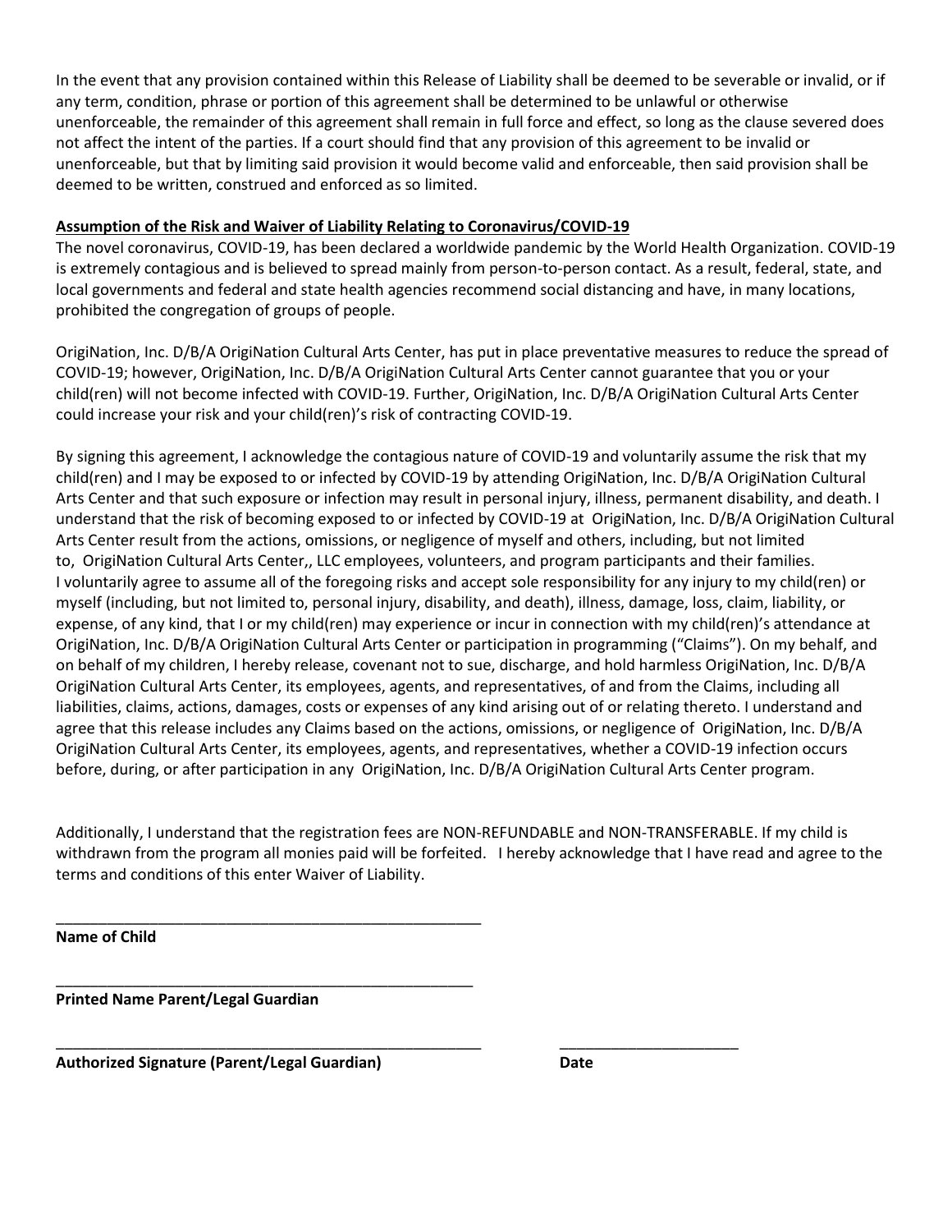In the event that any provision contained within this Release of Liability shall be deemed to be severable or invalid, or if any term, condition, phrase or portion of this agreement shall be determined to be unlawful or otherwise unenforceable, the remainder of this agreement shall remain in full force and effect, so long as the clause severed does not affect the intent of the parties. If a court should find that any provision of this agreement to be invalid or unenforceable, but that by limiting said provision it would become valid and enforceable, then said provision shall be deemed to be written, construed and enforced as so limited.

**Assumption of the Risk and Waiver of Liability Relating to Coronavirus/COVID-19**

The novel coronavirus, COVID-19, has been declared a worldwide pandemic by the World Health Organization. COVID-19 is extremely contagious and is believed to spread mainly from person-to-person contact. As a result, federal, state, and local governments and federal and state health agencies recommend social distancing and have, in many locations, prohibited the congregation of groups of people.

OrigiNation, Inc. D/B/A OrigiNation Cultural Arts Center, has put in place preventative measures to reduce the spread of COVID-19; however, OrigiNation, Inc. D/B/A OrigiNation Cultural Arts Center cannot guarantee that you or your child(ren) will not become infected with COVID-19. Further, OrigiNation, Inc. D/B/A OrigiNation Cultural Arts Center could increase your risk and your child(ren)'s risk of contracting COVID-19.

By signing this agreement, I acknowledge the contagious nature of COVID-19 and voluntarily assume the risk that my child(ren) and I may be exposed to or infected by COVID-19 by attending OrigiNation, Inc. D/B/A OrigiNation Cultural Arts Center and that such exposure or infection may result in personal injury, illness, permanent disability, and death. I understand that the risk of becoming exposed to or infected by COVID-19 at OrigiNation, Inc. D/B/A OrigiNation Cultural Arts Center result from the actions, omissions, or negligence of myself and others, including, but not limited to, OrigiNation Cultural Arts Center,, LLC employees, volunteers, and program participants and their families. I voluntarily agree to assume all of the foregoing risks and accept sole responsibility for any injury to my child(ren) or myself (including, but not limited to, personal injury, disability, and death), illness, damage, loss, claim, liability, or expense, of any kind, that I or my child(ren) may experience or incur in connection with my child(ren)'s attendance at OrigiNation, Inc. D/B/A OrigiNation Cultural Arts Center or participation in programming ("Claims"). On my behalf, and on behalf of my children, I hereby release, covenant not to sue, discharge, and hold harmless OrigiNation, Inc. D/B/A OrigiNation Cultural Arts Center, its employees, agents, and representatives, of and from the Claims, including all liabilities, claims, actions, damages, costs or expenses of any kind arising out of or relating thereto. I understand and agree that this release includes any Claims based on the actions, omissions, or negligence of OrigiNation, Inc. D/B/A OrigiNation Cultural Arts Center, its employees, agents, and representatives, whether a COVID-19 infection occurs before, during, or after participation in any OrigiNation, Inc. D/B/A OrigiNation Cultural Arts Center program.

Additionally, I understand that the registration fees are NON-REFUNDABLE and NON-TRANSFERABLE. If my child is withdrawn from the program all monies paid will be forfeited. I hereby acknowledge that I have read and agree to the terms and conditions of this enter Waiver of Liability.

\_\_\_\_\_\_\_\_\_\_\_\_\_\_\_\_\_\_\_\_\_\_\_\_\_\_\_\_\_\_\_\_\_\_\_\_\_\_\_\_\_\_\_\_\_\_\_\_\_\_

**Name of Child**

\_\_\_\_\_\_\_\_\_\_\_\_\_\_\_\_\_\_\_\_\_\_\_\_\_\_\_\_\_\_\_\_\_\_\_\_\_\_\_\_\_\_\_\_\_\_\_\_\_\_

**Printed Name Parent/Legal Guardian**

\_\_\_\_\_\_\_\_\_\_\_\_\_\_\_\_\_\_\_\_\_\_\_\_\_\_\_\_\_\_\_\_\_\_\_\_\_\_\_\_\_\_\_\_\_\_\_\_\_\_ \_\_\_\_\_\_\_\_\_\_\_\_\_\_\_\_\_\_\_\_\_\_

**Authorized Signature (Parent/Legal Guardian)** **Date**